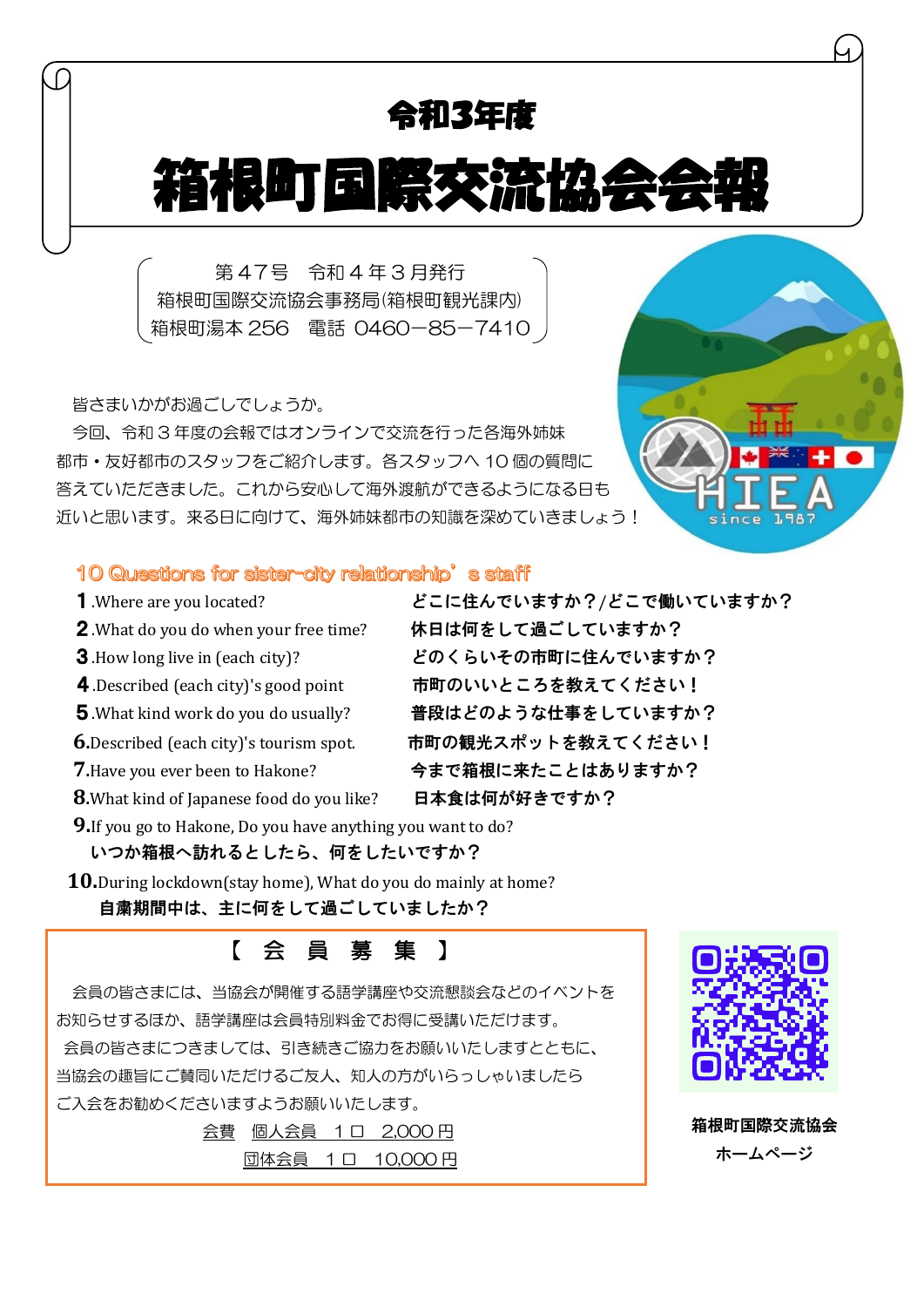## 令和3年度

# 箱根町国際交流協会会報

第４７号　令和４年３月発行
箱根町国際交流協会事務局(箱根町観光課内)
箱根町湯本 256　電話 0460−85−7410

皆さまいかがお過ごしでしょうか。

今回、令和３年度の会報ではオンラインで交流を行った各海外姉妹都市・友好都市のスタッフをご紹介します。各スタッフへ 10 個の質問に答えていただきました。これから安心して海外渡航ができるようになる日も近いと思います。来る日に向けて、海外姉妹都市の知識を深めていきましょう！

### 10 Questions for sister-city relationship's staff

**1**.Where are you located?　　**どこに住んでいますか？/どこで働いていますか？**

**2**.What do you do when your free time?　　**休日は何をして過ごしていますか？**

**3**.How long live in (each city)?　　**どのくらいその市町に住んでいますか？**

**4**.Described (each city)'s good point　　**市町のいいところを教えてください！**

**5**.What kind work do you do usually?　　**普段はどのような仕事をしていますか？**

**6**.Described (each city)'s tourism spot.　　**市町の観光スポットを教えてください！**

**7**.Have you ever been to Hakone?　　**今まで箱根に来たことはありますか？**

**8**.What kind of Japanese food do you like?　　**日本食は何が好きですか？**

**9**.If you go to Hakone, Do you have anything you want to do?
**いつか箱根へ訪れるとしたら、何をしたいですか？**

**10**.During lockdown(stay home), What do you do mainly at home?
**自粛期間中は、主に何をして過ごしていましたか？**

### 【　会　員　募　集　】

会員の皆さまには、当協会が開催する語学講座や交流懇談会などのイベントをお知らせするほか、語学講座は会員特別料金でお得に受講いただけます。

会員の皆さまにつきましては、引き続きご協力をお願いいたしますとともに、当協会の趣旨にご賛同いただけるご友人、知人の方がいらっしゃいましたらご入会をお勧めくださいますようお願いいたします。

会費　個人会員　１口　2,000 円
団体会員　１口　10,000 円

**箱根町国際交流協会**
**ホームページ**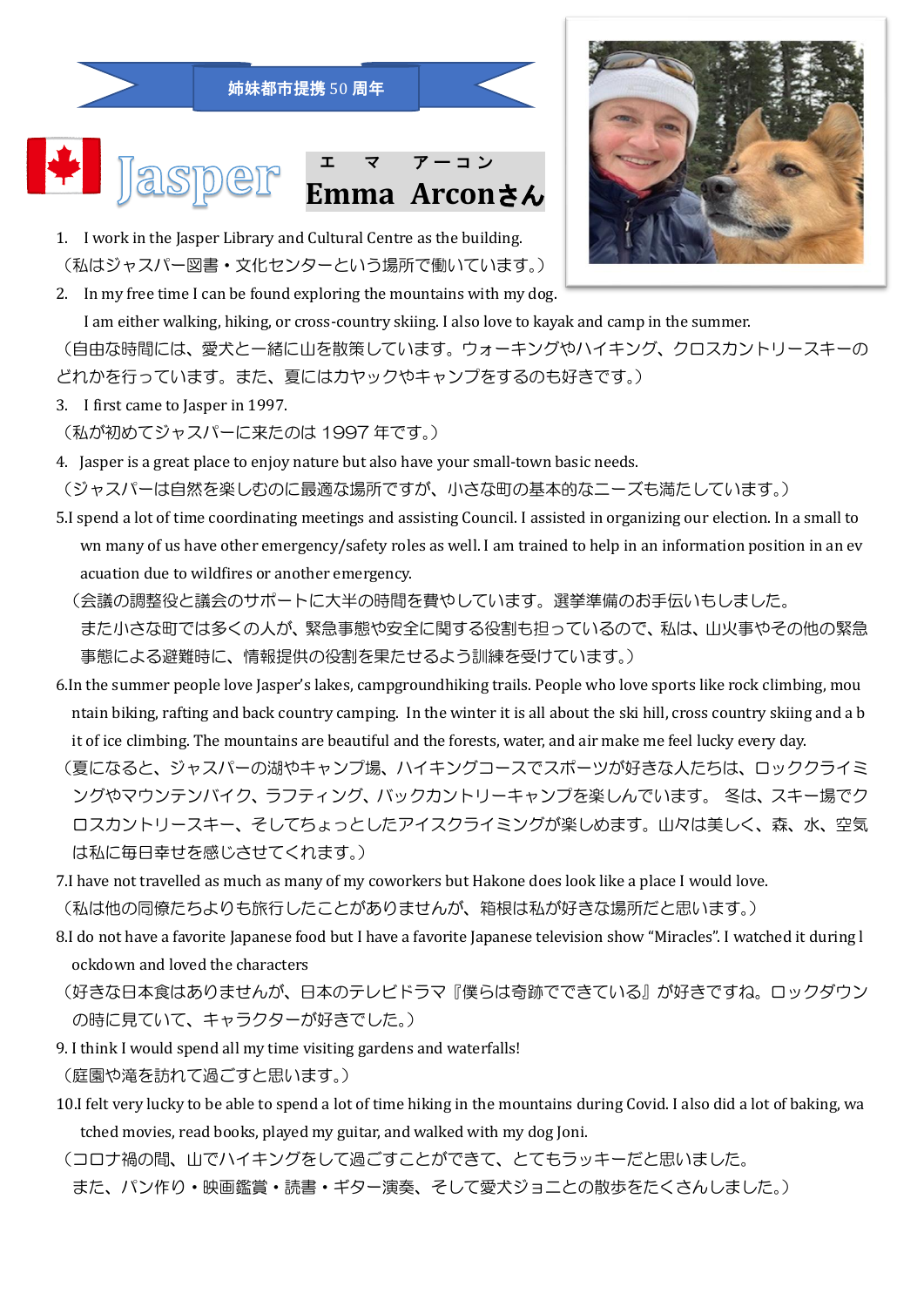姉妹都市提携 50 周年

# Jasper

## Emma Arconさん

(エ マ アーコン)

1. I work in the Jasper Library and Cultural Centre as the building.
（私はジャスパー図書・文化センターという場所で働いています。）

2. In my free time I can be found exploring the mountains with my dog. I am either walking, hiking, or cross-country skiing. I also love to kayak and camp in the summer.
（自由な時間には、愛犬と一緒に山を散策しています。ウォーキングやハイキング、クロスカントリースキーのどれかを行っています。また、夏にはカヤックやキャンプをするのも好きです。）

3. I first came to Jasper in 1997.
（私が初めてジャスパーに来たのは 1997 年です。）

4. Jasper is a great place to enjoy nature but also have your small-town basic needs.
（ジャスパーは自然を楽しむのに最適な場所ですが、小さな町の基本的なニーズも満たしています。）

5. I spend a lot of time coordinating meetings and assisting Council. I assisted in organizing our election. In a small town many of us have other emergency/safety roles as well. I am trained to help in an information position in an evacuation due to wildfires or another emergency.
（会議の調整役と議会のサポートに大半の時間を費やしています。選挙準備のお手伝いもしました。
また小さな町では多くの人が、緊急事態や安全に関する役割も担っているので、私は、山火事やその他の緊急事態による避難時に、情報提供の役割を果たせるよう訓練を受けています。）

6. In the summer people love Jasper's lakes, campgroundhiking trails. People who love sports like rock climbing, mountain biking, rafting and back country camping. In the winter it is all about the ski hill, cross country skiing and a bit of ice climbing. The mountains are beautiful and the forests, water, and air make me feel lucky every day.
（夏になると、ジャスパーの湖やキャンプ場、ハイキングコースでスポーツが好きな人たちは、ロッククライミングやマウンテンバイク、ラフティング、バックカントリーキャンプを楽しんでいます。 冬は、スキー場でクロスカントリースキー、そしてちょっとしたアイスクライミングが楽しめます。山々は美しく、森、水、空気は私に毎日幸せを感じさせてくれます。）

7. I have not travelled as much as many of my coworkers but Hakone does look like a place I would love.
（私は他の同僚たちよりも旅行したことがありませんが、箱根は私が好きな場所だと思います。）

8. I do not have a favorite Japanese food but I have a favorite Japanese television show "Miracles". I watched it during lockdown and loved the characters
（好きな日本食はありませんが、日本のテレビドラマ『僕らは奇跡でできている』が好きですね。ロックダウンの時に見ていて、キャラクターが好きでした。）

9. I think I would spend all my time visiting gardens and waterfalls!
（庭園や滝を訪れて過ごすと思います。）

10. I felt very lucky to be able to spend a lot of time hiking in the mountains during Covid. I also did a lot of baking, watched movies, read books, played my guitar, and walked with my dog Joni.
（コロナ禍の間、山でハイキングをして過ごすことができて、とてもラッキーだと思いました。
また、パン作り・映画鑑賞・読書・ギター演奏、そして愛犬ジョニとの散歩をたくさんしました。）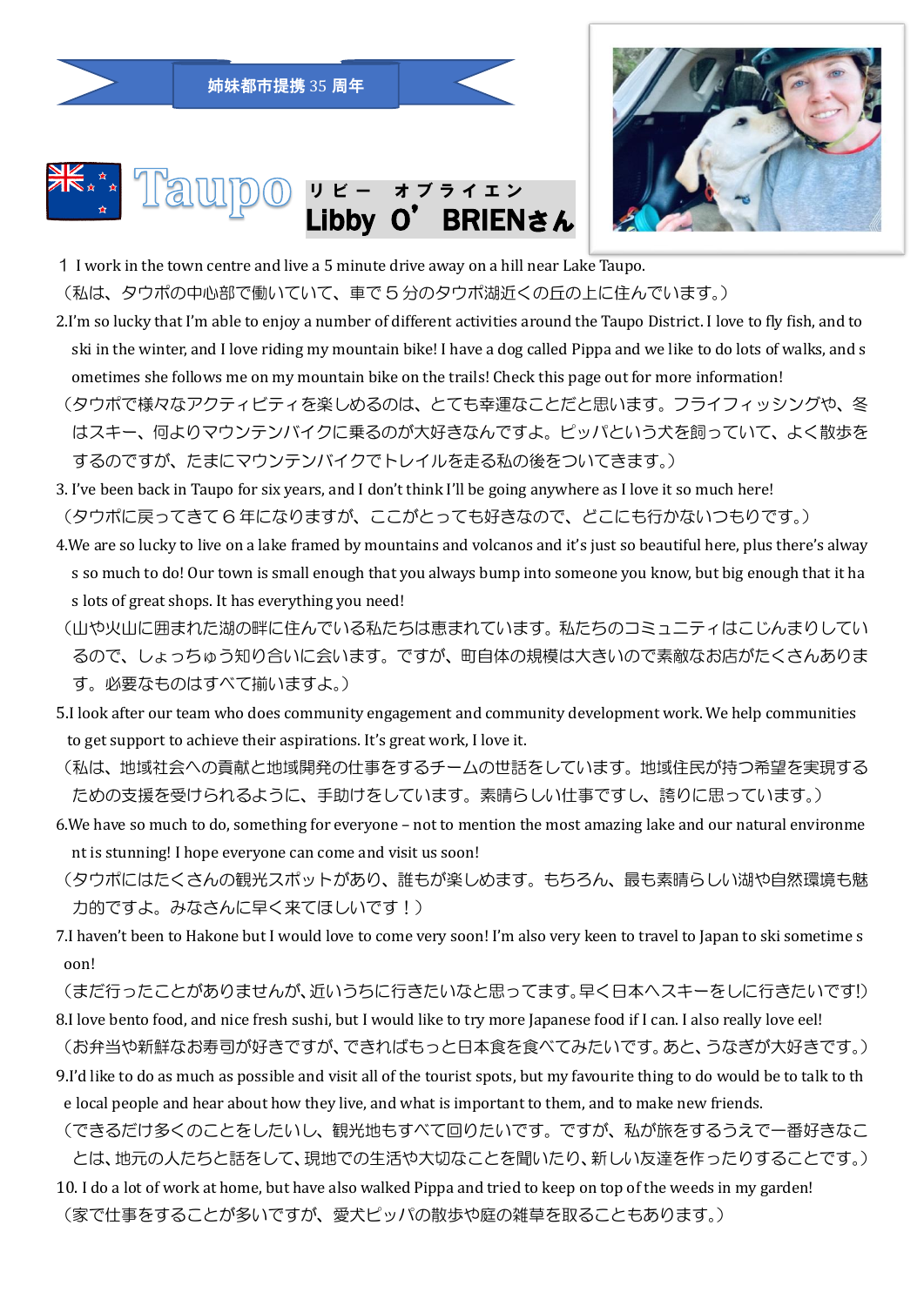姉妹都市提携 35 周年

# Taupo リビー　オブライエン Libby O' BRIENさん

１ I work in the town centre and live a 5 minute drive away on a hill near Lake Taupo.
（私は、タウポの中心部で働いていて、車で５分のタウポ湖近くの丘の上に住んでいます。）

2.I'm so lucky that I'm able to enjoy a number of different activities around the Taupo District. I love to fly fish, and to ski in the winter, and I love riding my mountain bike! I have a dog called Pippa and we like to do lots of walks, and sometimes she follows me on my mountain bike on the trails! Check this page out for more information!
（タウポで様々なアクティビティを楽しめるのは、とても幸運なことだと思います。フライフィッシングや、冬はスキー、何よりマウンテンバイクに乗るのが大好きなんですよ。ピッパという犬を飼っていて、よく散歩をするのですが、たまにマウンテンバイクでトレイルを走る私の後をついてきます。）

3. I've been back in Taupo for six years, and I don't think I'll be going anywhere as I love it so much here!
（タウポに戻ってきて６年になりますが、ここがとっても好きなので、どこにも行かないつもりです。）

4.We are so lucky to live on a lake framed by mountains and volcanos and it's just so beautiful here, plus there's always so much to do! Our town is small enough that you always bump into someone you know, but big enough that it has lots of great shops. It has everything you need!
（山や火山に囲まれた湖の畔に住んでいる私たちは恵まれています。私たちのコミュニティはこじんまりしているので、しょっちゅう知り合いに会います。ですが、町自体の規模は大きいので素敵なお店がたくさんあります。必要なものはすべて揃いますよ。）

5.I look after our team who does community engagement and community development work. We help communities to get support to achieve their aspirations. It's great work, I love it.
（私は、地域社会への貢献と地域開発の仕事をするチームの世話をしています。地域住民が持つ希望を実現するための支援を受けられるように、手助けをしています。素晴らしい仕事ですし、誇りに思っています。）

6.We have so much to do, something for everyone – not to mention the most amazing lake and our natural environment is stunning! I hope everyone can come and visit us soon!
（タウポにはたくさんの観光スポットがあり、誰もが楽しめます。もちろん、最も素晴らしい湖や自然環境も魅力的ですよ。みなさんに早く来てほしいです！）

7.I haven't been to Hakone but I would love to come very soon! I'm also very keen to travel to Japan to ski sometime soon!
（まだ行ったことがありませんが、近いうちに行きたいなと思ってます。早く日本へスキーをしに行きたいです!）

8.I love bento food, and nice fresh sushi, but I would like to try more Japanese food if I can. I also really love eel!
（お弁当や新鮮なお寿司が好きですが、できればもっと日本食を食べてみたいです。あと、うなぎが大好きです。）

9.I'd like to do as much as possible and visit all of the tourist spots, but my favourite thing to do would be to talk to the local people and hear about how they live, and what is important to them, and to make new friends.
（できるだけ多くのことをしたいし、観光地もすべて回りたいです。ですが、私が旅をするうえで一番好きなことは、地元の人たちと話をして、現地での生活や大切なことを聞いたり、新しい友達を作ったりすることです。）

10. I do a lot of work at home, but have also walked Pippa and tried to keep on top of the weeds in my garden!
（家で仕事をすることが多いですが、愛犬ピッパの散歩や庭の雑草を取ることもあります。）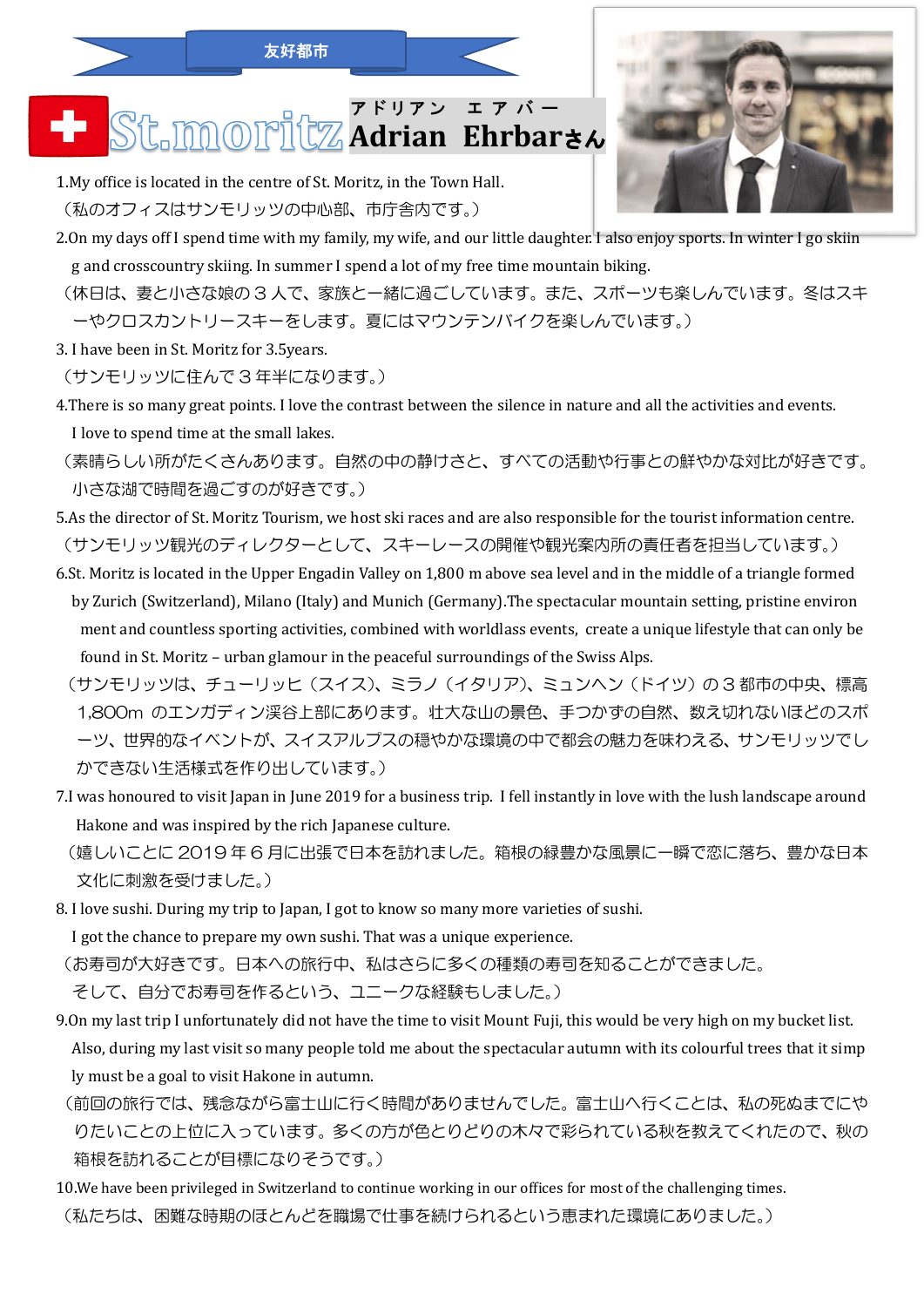友好都市

# St.moritz アドリアン エアバー Adrian Ehrbarさん

1.My office is located in the centre of St. Moritz, in the Town Hall.
（私のオフィスはサンモリッツの中心部、市庁舎内です。）

2.On my days off I spend time with my family, my wife, and our little daughter. I also enjoy sports. In winter I go skiing and crosscountry skiing. In summer I spend a lot of my free time mountain biking.
（休日は、妻と小さな娘の３人で、家族と一緒に過ごしています。また、スポーツも楽しんでいます。冬はスキーやクロスカントリースキーをします。夏にはマウンテンバイクを楽しんでいます。）

3. I have been in St. Moritz for 3.5years.
（サンモリッツに住んで３年半になります。）

4.There is so many great points. I love the contrast between the silence in nature and all the activities and events. I love to spend time at the small lakes.
（素晴らしい所がたくさんあります。自然の中の静けさと、すべての活動や行事との鮮やかな対比が好きです。小さな湖で時間を過ごすのが好きです。）

5.As the director of St. Moritz Tourism, we host ski races and are also responsible for the tourist information centre.
（サンモリッツ観光のディレクターとして、スキーレースの開催や観光案内所の責任者を担当しています。）

6.St. Moritz is located in the Upper Engadin Valley on 1,800 m above sea level and in the middle of a triangle formed by Zurich (Switzerland), Milano (Italy) and Munich (Germany).The spectacular mountain setting, pristine environment and countless sporting activities, combined with worldlass events, create a unique lifestyle that can only be found in St. Moritz – urban glamour in the peaceful surroundings of the Swiss Alps.
（サンモリッツは、チューリッヒ（スイス）、ミラノ（イタリア）、ミュンヘン（ドイツ）の３都市の中央、標高1,800m のエンガディン渓谷上部にあります。壮大な山の景色、手つかずの自然、数え切れないほどのスポーツ、世界的なイベントが、スイスアルプスの穏やかな環境の中で都会の魅力を味わえる、サンモリッツでしかできない生活様式を作り出しています。）

7.I was honoured to visit Japan in June 2019 for a business trip. I fell instantly in love with the lush landscape around Hakone and was inspired by the rich Japanese culture.
（嬉しいことに 2019 年６月に出張で日本を訪れました。箱根の緑豊かな風景に一瞬で恋に落ち、豊かな日本文化に刺激を受けました。）

8. I love sushi. During my trip to Japan, I got to know so many more varieties of sushi. I got the chance to prepare my own sushi. That was a unique experience.
（お寿司が大好きです。日本への旅行中、私はさらに多くの種類の寿司を知ることができました。そして、自分でお寿司を作るという、ユニークな経験もしました。）

9.On my last trip I unfortunately did not have the time to visit Mount Fuji, this would be very high on my bucket list. Also, during my last visit so many people told me about the spectacular autumn with its colourful trees that it simply must be a goal to visit Hakone in autumn.
（前回の旅行では、残念ながら富士山に行く時間がありませんでした。富士山へ行くことは、私の死ぬまでにやりたいことの上位に入っています。多くの方が色とりどりの木々で彩られている秋を教えてくれたので、秋の箱根を訪れることが目標になりそうです。）

10.We have been privileged in Switzerland to continue working in our offices for most of the challenging times.
（私たちは、困難な時期のほとんどを職場で仕事を続けられるという恵まれた環境にありました。）